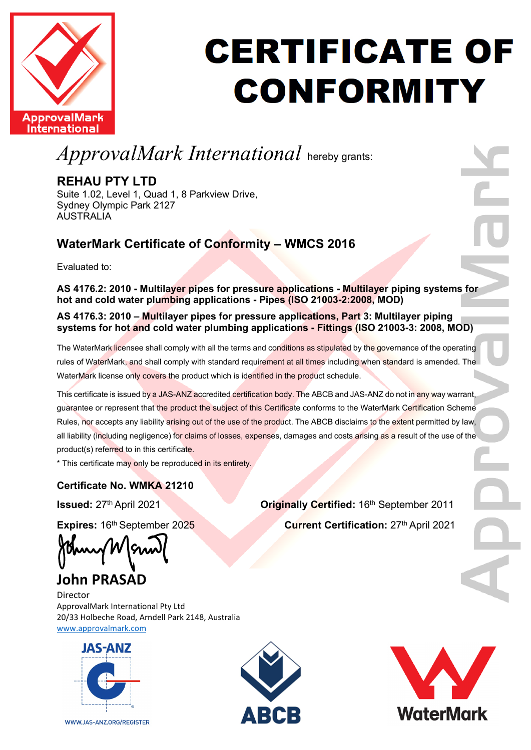ApprovalMark International

# CERTIFICATE OF CONFORMITY

*ApprovalMark International* hereby grants:

**REHAU PTY LTD**
Suite 1.02, Level 1, Quad 1, 8 Parkview Drive,
Sydney Olympic Park 2127
AUSTRALIA

## WaterMark Certificate of Conformity – WMCS 2016

Evaluated to:

**AS 4176.2: 2010 - Multilayer pipes for pressure applications - Multilayer piping systems for hot and cold water plumbing applications - Pipes (ISO 21003-2:2008, MOD)**

**AS 4176.3: 2010 – Multilayer pipes for pressure applications, Part 3: Multilayer piping systems for hot and cold water plumbing applications - Fittings (ISO 21003-3: 2008, MOD)**

The WaterMark licensee shall comply with all the terms and conditions as stipulated by the governance of the operating rules of WaterMark, and shall comply with standard requirement at all times including when standard is amended. The WaterMark license only covers the product which is identified in the product schedule.

This certificate is issued by a JAS-ANZ accredited certification body. The ABCB and JAS-ANZ do not in any way warrant, guarantee or represent that the product the subject of this Certificate conforms to the WaterMark Certification Scheme Rules, nor accepts any liability arising out of the use of the product. The ABCB disclaims to the extent permitted by law, all liability (including negligence) for claims of losses, expenses, damages and costs arising as a result of the use of the product(s) referred to in this certificate.
* This certificate may only be reproduced in its entirety.

**Certificate No. WMKA 21210**

**Issued:** 27th April 2021

**Expires:** 16th September 2025

**Originally Certified:** 16th September 2011

**Current Certification:** 27th April 2021

**John PRASAD**
Director
ApprovalMark International Pty Ltd
20/33 Holbeche Road, Arndell Park 2148, Australia
www.approvalmark.com

JAS-ANZ
WWW.JAS-ANZ.ORG/REGISTER

ABCB

WaterMark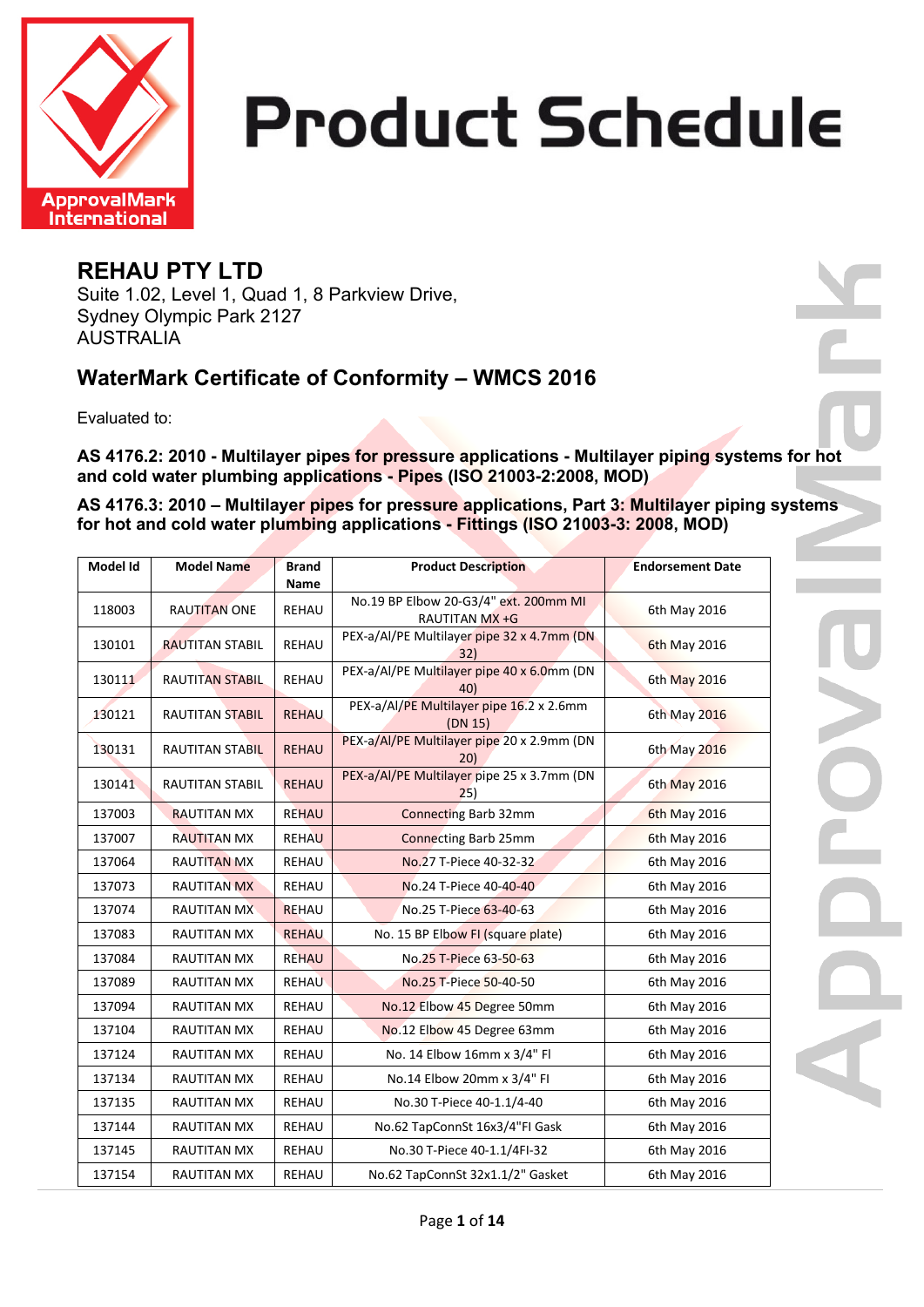# Product Schedule

## REHAU PTY LTD

Suite 1.02, Level 1, Quad 1, 8 Parkview Drive,
Sydney Olympic Park 2127
AUSTRALIA

## WaterMark Certificate of Conformity – WMCS 2016

Evaluated to:

**AS 4176.2: 2010 - Multilayer pipes for pressure applications - Multilayer piping systems for hot and cold water plumbing applications - Pipes (ISO 21003-2:2008, MOD)**

**AS 4176.3: 2010 – Multilayer pipes for pressure applications, Part 3: Multilayer piping systems for hot and cold water plumbing applications - Fittings (ISO 21003-3: 2008, MOD)**

| Model Id | Model Name | Brand Name | Product Description | Endorsement Date |
|---|---|---|---|---|
| 118003 | RAUTITAN ONE | REHAU | No.19 BP Elbow 20-G3/4" ext. 200mm MI RAUTITAN MX +G | 6th May 2016 |
| 130101 | RAUTITAN STABIL | REHAU | PEX-a/Al/PE Multilayer pipe 32 x 4.7mm (DN 32) | 6th May 2016 |
| 130111 | RAUTITAN STABIL | REHAU | PEX-a/Al/PE Multilayer pipe 40 x 6.0mm (DN 40) | 6th May 2016 |
| 130121 | RAUTITAN STABIL | REHAU | PEX-a/Al/PE Multilayer pipe 16.2 x 2.6mm (DN 15) | 6th May 2016 |
| 130131 | RAUTITAN STABIL | REHAU | PEX-a/Al/PE Multilayer pipe 20 x 2.9mm (DN 20) | 6th May 2016 |
| 130141 | RAUTITAN STABIL | REHAU | PEX-a/Al/PE Multilayer pipe 25 x 3.7mm (DN 25) | 6th May 2016 |
| 137003 | RAUTITAN MX | REHAU | Connecting Barb 32mm | 6th May 2016 |
| 137007 | RAUTITAN MX | REHAU | Connecting Barb 25mm | 6th May 2016 |
| 137064 | RAUTITAN MX | REHAU | No.27 T-Piece 40-32-32 | 6th May 2016 |
| 137073 | RAUTITAN MX | REHAU | No.24 T-Piece 40-40-40 | 6th May 2016 |
| 137074 | RAUTITAN MX | REHAU | No.25 T-Piece 63-40-63 | 6th May 2016 |
| 137083 | RAUTITAN MX | REHAU | No. 15 BP Elbow Fl (square plate) | 6th May 2016 |
| 137084 | RAUTITAN MX | REHAU | No.25 T-Piece 63-50-63 | 6th May 2016 |
| 137089 | RAUTITAN MX | REHAU | No.25 T-Piece 50-40-50 | 6th May 2016 |
| 137094 | RAUTITAN MX | REHAU | No.12 Elbow 45 Degree 50mm | 6th May 2016 |
| 137104 | RAUTITAN MX | REHAU | No.12 Elbow 45 Degree 63mm | 6th May 2016 |
| 137124 | RAUTITAN MX | REHAU | No. 14 Elbow 16mm x 3/4" Fl | 6th May 2016 |
| 137134 | RAUTITAN MX | REHAU | No.14 Elbow 20mm x 3/4" Fl | 6th May 2016 |
| 137135 | RAUTITAN MX | REHAU | No.30 T-Piece 40-1.1/4-40 | 6th May 2016 |
| 137144 | RAUTITAN MX | REHAU | No.62 TapConnSt 16x3/4"Fl Gask | 6th May 2016 |
| 137145 | RAUTITAN MX | REHAU | No.30 T-Piece 40-1.1/4Fl-32 | 6th May 2016 |
| 137154 | RAUTITAN MX | REHAU | No.62 TapConnSt 32x1.1/2" Gasket | 6th May 2016 |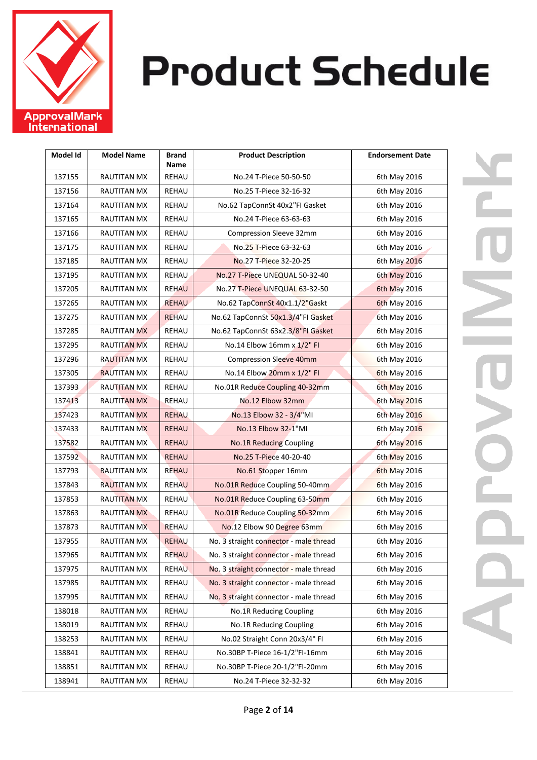# Product Schedule

| Model Id | Model Name | Brand Name | Product Description | Endorsement Date |
|---|---|---|---|---|
| 137155 | RAUTITAN MX | REHAU | No.24 T-Piece 50-50-50 | 6th May 2016 |
| 137156 | RAUTITAN MX | REHAU | No.25 T-Piece 32-16-32 | 6th May 2016 |
| 137164 | RAUTITAN MX | REHAU | No.62 TapConnSt 40x2"FI Gasket | 6th May 2016 |
| 137165 | RAUTITAN MX | REHAU | No.24 T-Piece 63-63-63 | 6th May 2016 |
| 137166 | RAUTITAN MX | REHAU | Compression Sleeve 32mm | 6th May 2016 |
| 137175 | RAUTITAN MX | REHAU | No.25 T-Piece 63-32-63 | 6th May 2016 |
| 137185 | RAUTITAN MX | REHAU | No.27 T-Piece 32-20-25 | 6th May 2016 |
| 137195 | RAUTITAN MX | REHAU | No.27 T-Piece UNEQUAL 50-32-40 | 6th May 2016 |
| 137205 | RAUTITAN MX | REHAU | No.27 T-Piece UNEQUAL 63-32-50 | 6th May 2016 |
| 137265 | RAUTITAN MX | REHAU | No.62 TapConnSt 40x1.1/2"Gaskt | 6th May 2016 |
| 137275 | RAUTITAN MX | REHAU | No.62 TapConnSt 50x1.3/4"FI Gasket | 6th May 2016 |
| 137285 | RAUTITAN MX | REHAU | No.62 TapConnSt 63x2.3/8"FI Gasket | 6th May 2016 |
| 137295 | RAUTITAN MX | REHAU | No.14 Elbow 16mm x 1/2" FI | 6th May 2016 |
| 137296 | RAUTITAN MX | REHAU | Compression Sleeve 40mm | 6th May 2016 |
| 137305 | RAUTITAN MX | REHAU | No.14 Elbow 20mm x 1/2" FI | 6th May 2016 |
| 137393 | RAUTITAN MX | REHAU | No.01R Reduce Coupling 40-32mm | 6th May 2016 |
| 137413 | RAUTITAN MX | REHAU | No.12 Elbow 32mm | 6th May 2016 |
| 137423 | RAUTITAN MX | REHAU | No.13 Elbow 32 - 3/4"MI | 6th May 2016 |
| 137433 | RAUTITAN MX | REHAU | No.13 Elbow 32-1"MI | 6th May 2016 |
| 137582 | RAUTITAN MX | REHAU | No.1R Reducing Coupling | 6th May 2016 |
| 137592 | RAUTITAN MX | REHAU | No.25 T-Piece 40-20-40 | 6th May 2016 |
| 137793 | RAUTITAN MX | REHAU | No.61 Stopper 16mm | 6th May 2016 |
| 137843 | RAUTITAN MX | REHAU | No.01R Reduce Coupling 50-40mm | 6th May 2016 |
| 137853 | RAUTITAN MX | REHAU | No.01R Reduce Coupling 63-50mm | 6th May 2016 |
| 137863 | RAUTITAN MX | REHAU | No.01R Reduce Coupling 50-32mm | 6th May 2016 |
| 137873 | RAUTITAN MX | REHAU | No.12 Elbow 90 Degree 63mm | 6th May 2016 |
| 137955 | RAUTITAN MX | REHAU | No. 3 straight connector - male thread | 6th May 2016 |
| 137965 | RAUTITAN MX | REHAU | No. 3 straight connector - male thread | 6th May 2016 |
| 137975 | RAUTITAN MX | REHAU | No. 3 straight connector - male thread | 6th May 2016 |
| 137985 | RAUTITAN MX | REHAU | No. 3 straight connector - male thread | 6th May 2016 |
| 137995 | RAUTITAN MX | REHAU | No. 3 straight connector - male thread | 6th May 2016 |
| 138018 | RAUTITAN MX | REHAU | No.1R Reducing Coupling | 6th May 2016 |
| 138019 | RAUTITAN MX | REHAU | No.1R Reducing Coupling | 6th May 2016 |
| 138253 | RAUTITAN MX | REHAU | No.02 Straight Conn 20x3/4" FI | 6th May 2016 |
| 138841 | RAUTITAN MX | REHAU | No.30BP T-Piece 16-1/2"FI-16mm | 6th May 2016 |
| 138851 | RAUTITAN MX | REHAU | No.30BP T-Piece 20-1/2"FI-20mm | 6th May 2016 |
| 138941 | RAUTITAN MX | REHAU | No.24 T-Piece 32-32-32 | 6th May 2016 |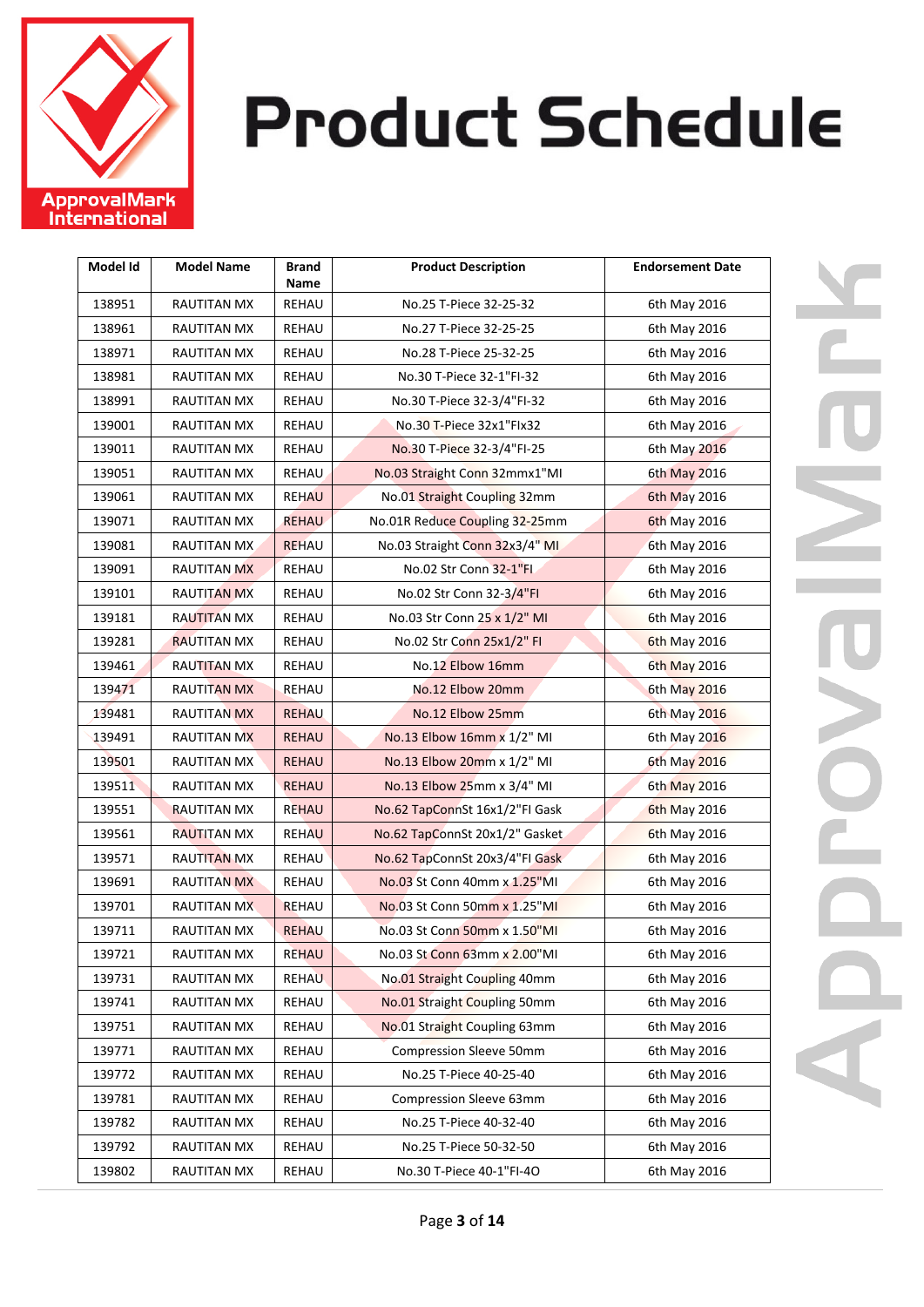# Product Schedule

| Model Id | Model Name | Brand Name | Product Description | Endorsement Date |
|---|---|---|---|---|
| 138951 | RAUTITAN MX | REHAU | No.25 T-Piece 32-25-32 | 6th May 2016 |
| 138961 | RAUTITAN MX | REHAU | No.27 T-Piece 32-25-25 | 6th May 2016 |
| 138971 | RAUTITAN MX | REHAU | No.28 T-Piece 25-32-25 | 6th May 2016 |
| 138981 | RAUTITAN MX | REHAU | No.30 T-Piece 32-1"FI-32 | 6th May 2016 |
| 138991 | RAUTITAN MX | REHAU | No.30 T-Piece 32-3/4"FI-32 | 6th May 2016 |
| 139001 | RAUTITAN MX | REHAU | No.30 T-Piece 32x1"FIx32 | 6th May 2016 |
| 139011 | RAUTITAN MX | REHAU | No.30 T-Piece 32-3/4"FI-25 | 6th May 2016 |
| 139051 | RAUTITAN MX | REHAU | No.03 Straight Conn 32mmx1"MI | 6th May 2016 |
| 139061 | RAUTITAN MX | REHAU | No.01 Straight Coupling 32mm | 6th May 2016 |
| 139071 | RAUTITAN MX | REHAU | No.01R Reduce Coupling 32-25mm | 6th May 2016 |
| 139081 | RAUTITAN MX | REHAU | No.03 Straight Conn 32x3/4" MI | 6th May 2016 |
| 139091 | RAUTITAN MX | REHAU | No.02 Str Conn 32-1"FI | 6th May 2016 |
| 139101 | RAUTITAN MX | REHAU | No.02 Str Conn 32-3/4"FI | 6th May 2016 |
| 139181 | RAUTITAN MX | REHAU | No.03 Str Conn 25 x 1/2" MI | 6th May 2016 |
| 139281 | RAUTITAN MX | REHAU | No.02 Str Conn 25x1/2" FI | 6th May 2016 |
| 139461 | RAUTITAN MX | REHAU | No.12 Elbow 16mm | 6th May 2016 |
| 139471 | RAUTITAN MX | REHAU | No.12 Elbow 20mm | 6th May 2016 |
| 139481 | RAUTITAN MX | REHAU | No.12 Elbow 25mm | 6th May 2016 |
| 139491 | RAUTITAN MX | REHAU | No.13 Elbow 16mm x 1/2" MI | 6th May 2016 |
| 139501 | RAUTITAN MX | REHAU | No.13 Elbow 20mm x 1/2" MI | 6th May 2016 |
| 139511 | RAUTITAN MX | REHAU | No.13 Elbow 25mm x 3/4" MI | 6th May 2016 |
| 139551 | RAUTITAN MX | REHAU | No.62 TapConnSt 16x1/2"FI Gask | 6th May 2016 |
| 139561 | RAUTITAN MX | REHAU | No.62 TapConnSt 20x1/2" Gasket | 6th May 2016 |
| 139571 | RAUTITAN MX | REHAU | No.62 TapConnSt 20x3/4"FI Gask | 6th May 2016 |
| 139691 | RAUTITAN MX | REHAU | No.03 St Conn 40mm x 1.25"MI | 6th May 2016 |
| 139701 | RAUTITAN MX | REHAU | No.03 St Conn 50mm x 1.25"MI | 6th May 2016 |
| 139711 | RAUTITAN MX | REHAU | No.03 St Conn 50mm x 1.50"MI | 6th May 2016 |
| 139721 | RAUTITAN MX | REHAU | No.03 St Conn 63mm x 2.00"MI | 6th May 2016 |
| 139731 | RAUTITAN MX | REHAU | No.01 Straight Coupling 40mm | 6th May 2016 |
| 139741 | RAUTITAN MX | REHAU | No.01 Straight Coupling 50mm | 6th May 2016 |
| 139751 | RAUTITAN MX | REHAU | No.01 Straight Coupling 63mm | 6th May 2016 |
| 139771 | RAUTITAN MX | REHAU | Compression Sleeve 50mm | 6th May 2016 |
| 139772 | RAUTITAN MX | REHAU | No.25 T-Piece 40-25-40 | 6th May 2016 |
| 139781 | RAUTITAN MX | REHAU | Compression Sleeve 63mm | 6th May 2016 |
| 139782 | RAUTITAN MX | REHAU | No.25 T-Piece 40-32-40 | 6th May 2016 |
| 139792 | RAUTITAN MX | REHAU | No.25 T-Piece 50-32-50 | 6th May 2016 |
| 139802 | RAUTITAN MX | REHAU | No.30 T-Piece 40-1"FI-4O | 6th May 2016 |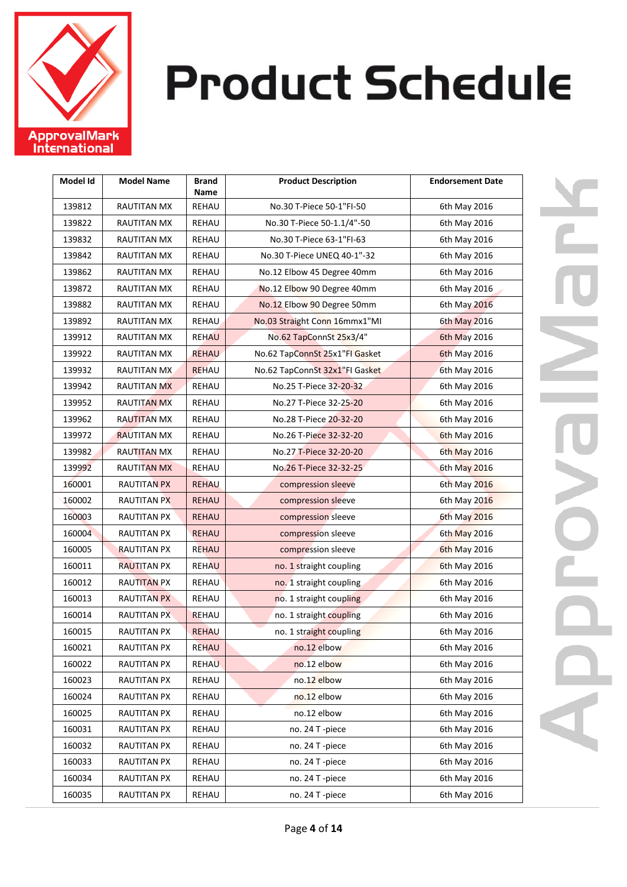# Product Schedule

| Model Id | Model Name | Brand Name | Product Description | Endorsement Date |
|---|---|---|---|---|
| 139812 | RAUTITAN MX | REHAU | No.30 T-Piece 50-1"FI-50 | 6th May 2016 |
| 139822 | RAUTITAN MX | REHAU | No.30 T-Piece 50-1.1/4"-50 | 6th May 2016 |
| 139832 | RAUTITAN MX | REHAU | No.30 T-Piece 63-1"FI-63 | 6th May 2016 |
| 139842 | RAUTITAN MX | REHAU | No.30 T-Piece UNEQ 40-1"-32 | 6th May 2016 |
| 139862 | RAUTITAN MX | REHAU | No.12 Elbow 45 Degree 40mm | 6th May 2016 |
| 139872 | RAUTITAN MX | REHAU | No.12 Elbow 90 Degree 40mm | 6th May 2016 |
| 139882 | RAUTITAN MX | REHAU | No.12 Elbow 90 Degree 50mm | 6th May 2016 |
| 139892 | RAUTITAN MX | REHAU | No.03 Straight Conn 16mmx1"MI | 6th May 2016 |
| 139912 | RAUTITAN MX | REHAU | No.62 TapConnSt 25x3/4" | 6th May 2016 |
| 139922 | RAUTITAN MX | REHAU | No.62 TapConnSt 25x1"FI Gasket | 6th May 2016 |
| 139932 | RAUTITAN MX | REHAU | No.62 TapConnSt 32x1"FI Gasket | 6th May 2016 |
| 139942 | RAUTITAN MX | REHAU | No.25 T-Piece 32-20-32 | 6th May 2016 |
| 139952 | RAUTITAN MX | REHAU | No.27 T-Piece 32-25-20 | 6th May 2016 |
| 139962 | RAUTITAN MX | REHAU | No.28 T-Piece 20-32-20 | 6th May 2016 |
| 139972 | RAUTITAN MX | REHAU | No.26 T-Piece 32-32-20 | 6th May 2016 |
| 139982 | RAUTITAN MX | REHAU | No.27 T-Piece 32-20-20 | 6th May 2016 |
| 139992 | RAUTITAN MX | REHAU | No.26 T-Piece 32-32-25 | 6th May 2016 |
| 160001 | RAUTITAN PX | REHAU | compression sleeve | 6th May 2016 |
| 160002 | RAUTITAN PX | REHAU | compression sleeve | 6th May 2016 |
| 160003 | RAUTITAN PX | REHAU | compression sleeve | 6th May 2016 |
| 160004 | RAUTITAN PX | REHAU | compression sleeve | 6th May 2016 |
| 160005 | RAUTITAN PX | REHAU | compression sleeve | 6th May 2016 |
| 160011 | RAUTITAN PX | REHAU | no. 1 straight coupling | 6th May 2016 |
| 160012 | RAUTITAN PX | REHAU | no. 1 straight coupling | 6th May 2016 |
| 160013 | RAUTITAN PX | REHAU | no. 1 straight coupling | 6th May 2016 |
| 160014 | RAUTITAN PX | REHAU | no. 1 straight coupling | 6th May 2016 |
| 160015 | RAUTITAN PX | REHAU | no. 1 straight coupling | 6th May 2016 |
| 160021 | RAUTITAN PX | REHAU | no.12 elbow | 6th May 2016 |
| 160022 | RAUTITAN PX | REHAU | no.12 elbow | 6th May 2016 |
| 160023 | RAUTITAN PX | REHAU | no.12 elbow | 6th May 2016 |
| 160024 | RAUTITAN PX | REHAU | no.12 elbow | 6th May 2016 |
| 160025 | RAUTITAN PX | REHAU | no.12 elbow | 6th May 2016 |
| 160031 | RAUTITAN PX | REHAU | no. 24 T -piece | 6th May 2016 |
| 160032 | RAUTITAN PX | REHAU | no. 24 T -piece | 6th May 2016 |
| 160033 | RAUTITAN PX | REHAU | no. 24 T -piece | 6th May 2016 |
| 160034 | RAUTITAN PX | REHAU | no. 24 T -piece | 6th May 2016 |
| 160035 | RAUTITAN PX | REHAU | no. 24 T -piece | 6th May 2016 |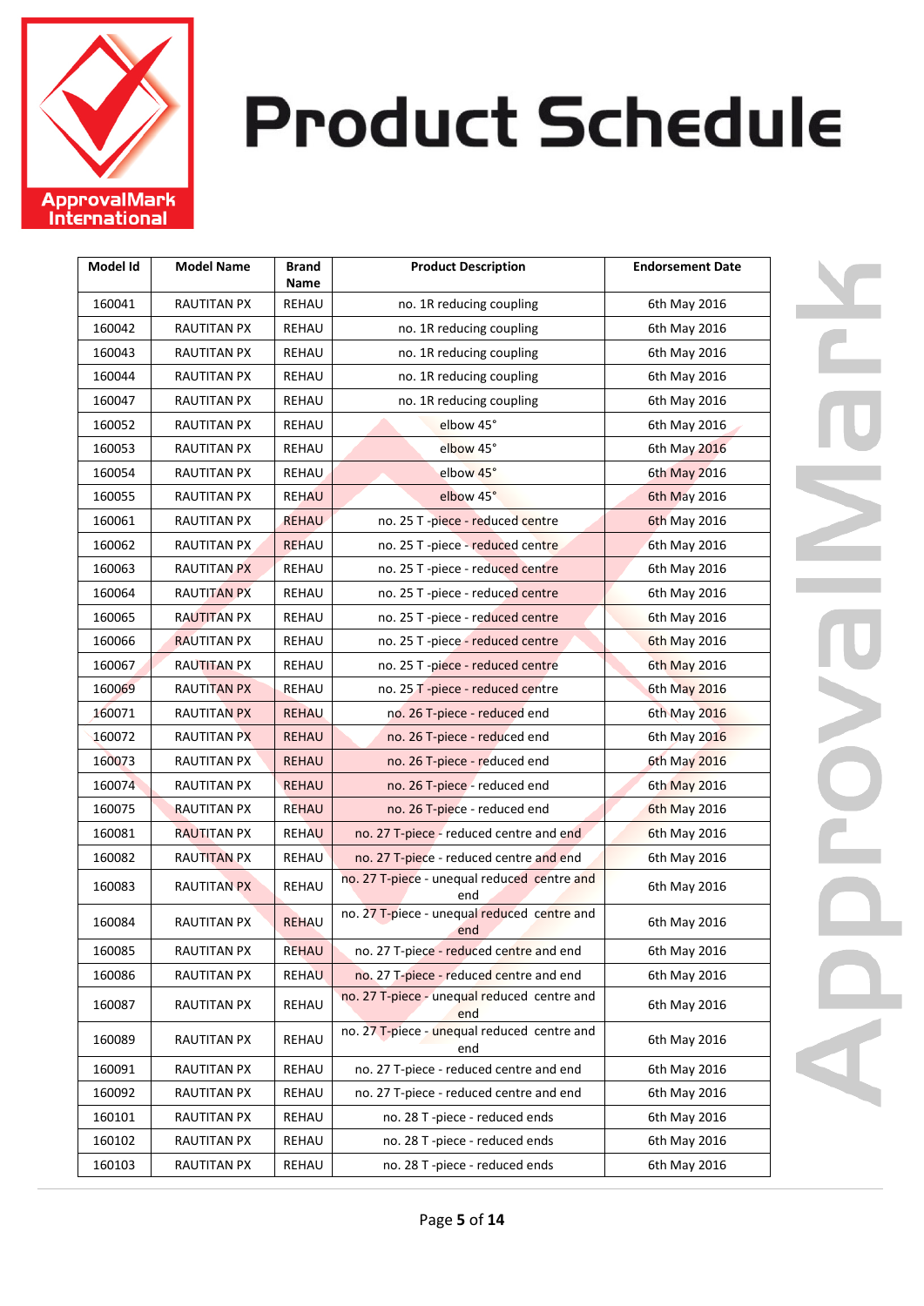# Product Schedule

| Model Id | Model Name | Brand Name | Product Description | Endorsement Date |
|---|---|---|---|---|
| 160041 | RAUTITAN PX | REHAU | no. 1R reducing coupling | 6th May 2016 |
| 160042 | RAUTITAN PX | REHAU | no. 1R reducing coupling | 6th May 2016 |
| 160043 | RAUTITAN PX | REHAU | no. 1R reducing coupling | 6th May 2016 |
| 160044 | RAUTITAN PX | REHAU | no. 1R reducing coupling | 6th May 2016 |
| 160047 | RAUTITAN PX | REHAU | no. 1R reducing coupling | 6th May 2016 |
| 160052 | RAUTITAN PX | REHAU | elbow 45° | 6th May 2016 |
| 160053 | RAUTITAN PX | REHAU | elbow 45° | 6th May 2016 |
| 160054 | RAUTITAN PX | REHAU | elbow 45° | 6th May 2016 |
| 160055 | RAUTITAN PX | REHAU | elbow 45° | 6th May 2016 |
| 160061 | RAUTITAN PX | REHAU | no. 25 T -piece - reduced centre | 6th May 2016 |
| 160062 | RAUTITAN PX | REHAU | no. 25 T -piece - reduced centre | 6th May 2016 |
| 160063 | RAUTITAN PX | REHAU | no. 25 T -piece - reduced centre | 6th May 2016 |
| 160064 | RAUTITAN PX | REHAU | no. 25 T -piece - reduced centre | 6th May 2016 |
| 160065 | RAUTITAN PX | REHAU | no. 25 T -piece - reduced centre | 6th May 2016 |
| 160066 | RAUTITAN PX | REHAU | no. 25 T -piece - reduced centre | 6th May 2016 |
| 160067 | RAUTITAN PX | REHAU | no. 25 T -piece - reduced centre | 6th May 2016 |
| 160069 | RAUTITAN PX | REHAU | no. 25 T -piece - reduced centre | 6th May 2016 |
| 160071 | RAUTITAN PX | REHAU | no. 26 T-piece - reduced end | 6th May 2016 |
| 160072 | RAUTITAN PX | REHAU | no. 26 T-piece - reduced end | 6th May 2016 |
| 160073 | RAUTITAN PX | REHAU | no. 26 T-piece - reduced end | 6th May 2016 |
| 160074 | RAUTITAN PX | REHAU | no. 26 T-piece - reduced end | 6th May 2016 |
| 160075 | RAUTITAN PX | REHAU | no. 26 T-piece - reduced end | 6th May 2016 |
| 160081 | RAUTITAN PX | REHAU | no. 27 T-piece - reduced centre and end | 6th May 2016 |
| 160082 | RAUTITAN PX | REHAU | no. 27 T-piece - reduced centre and end | 6th May 2016 |
| 160083 | RAUTITAN PX | REHAU | no. 27 T-piece - unequal reduced centre and end | 6th May 2016 |
| 160084 | RAUTITAN PX | REHAU | no. 27 T-piece - unequal reduced centre and end | 6th May 2016 |
| 160085 | RAUTITAN PX | REHAU | no. 27 T-piece - reduced centre and end | 6th May 2016 |
| 160086 | RAUTITAN PX | REHAU | no. 27 T-piece - reduced centre and end | 6th May 2016 |
| 160087 | RAUTITAN PX | REHAU | no. 27 T-piece - unequal reduced centre and end | 6th May 2016 |
| 160089 | RAUTITAN PX | REHAU | no. 27 T-piece - unequal reduced centre and end | 6th May 2016 |
| 160091 | RAUTITAN PX | REHAU | no. 27 T-piece - reduced centre and end | 6th May 2016 |
| 160092 | RAUTITAN PX | REHAU | no. 27 T-piece - reduced centre and end | 6th May 2016 |
| 160101 | RAUTITAN PX | REHAU | no. 28 T -piece - reduced ends | 6th May 2016 |
| 160102 | RAUTITAN PX | REHAU | no. 28 T -piece - reduced ends | 6th May 2016 |
| 160103 | RAUTITAN PX | REHAU | no. 28 T -piece - reduced ends | 6th May 2016 |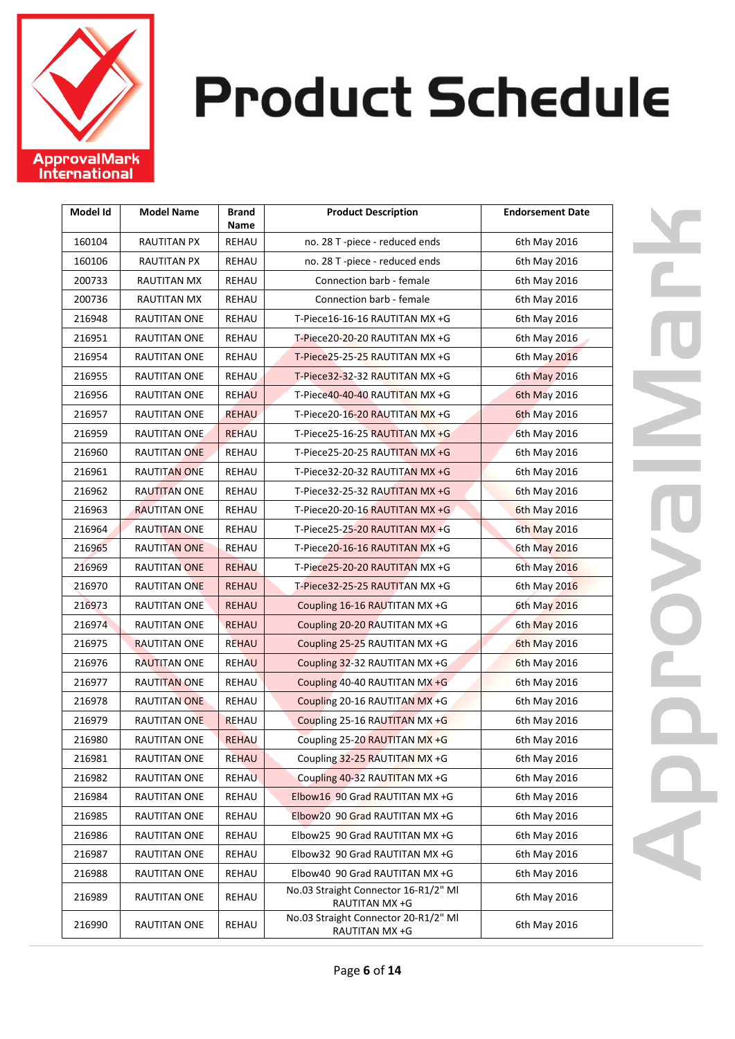# Product Schedule

| Model Id | Model Name | Brand Name | Product Description | Endorsement Date |
|---|---|---|---|---|
| 160104 | RAUTITAN PX | REHAU | no. 28 T -piece - reduced ends | 6th May 2016 |
| 160106 | RAUTITAN PX | REHAU | no. 28 T -piece - reduced ends | 6th May 2016 |
| 200733 | RAUTITAN MX | REHAU | Connection barb - female | 6th May 2016 |
| 200736 | RAUTITAN MX | REHAU | Connection barb - female | 6th May 2016 |
| 216948 | RAUTITAN ONE | REHAU | T-Piece16-16-16 RAUTITAN MX +G | 6th May 2016 |
| 216951 | RAUTITAN ONE | REHAU | T-Piece20-20-20 RAUTITAN MX +G | 6th May 2016 |
| 216954 | RAUTITAN ONE | REHAU | T-Piece25-25-25 RAUTITAN MX +G | 6th May 2016 |
| 216955 | RAUTITAN ONE | REHAU | T-Piece32-32-32 RAUTITAN MX +G | 6th May 2016 |
| 216956 | RAUTITAN ONE | REHAU | T-Piece40-40-40 RAUTITAN MX +G | 6th May 2016 |
| 216957 | RAUTITAN ONE | REHAU | T-Piece20-16-20 RAUTITAN MX +G | 6th May 2016 |
| 216959 | RAUTITAN ONE | REHAU | T-Piece25-16-25 RAUTITAN MX +G | 6th May 2016 |
| 216960 | RAUTITAN ONE | REHAU | T-Piece25-20-25 RAUTITAN MX +G | 6th May 2016 |
| 216961 | RAUTITAN ONE | REHAU | T-Piece32-20-32 RAUTITAN MX +G | 6th May 2016 |
| 216962 | RAUTITAN ONE | REHAU | T-Piece32-25-32 RAUTITAN MX +G | 6th May 2016 |
| 216963 | RAUTITAN ONE | REHAU | T-Piece20-20-16 RAUTITAN MX +G | 6th May 2016 |
| 216964 | RAUTITAN ONE | REHAU | T-Piece25-25-20 RAUTITAN MX +G | 6th May 2016 |
| 216965 | RAUTITAN ONE | REHAU | T-Piece20-16-16 RAUTITAN MX +G | 6th May 2016 |
| 216969 | RAUTITAN ONE | REHAU | T-Piece25-20-20 RAUTITAN MX +G | 6th May 2016 |
| 216970 | RAUTITAN ONE | REHAU | T-Piece32-25-25 RAUTITAN MX +G | 6th May 2016 |
| 216973 | RAUTITAN ONE | REHAU | Coupling 16-16 RAUTITAN MX +G | 6th May 2016 |
| 216974 | RAUTITAN ONE | REHAU | Coupling 20-20 RAUTITAN MX +G | 6th May 2016 |
| 216975 | RAUTITAN ONE | REHAU | Coupling 25-25 RAUTITAN MX +G | 6th May 2016 |
| 216976 | RAUTITAN ONE | REHAU | Coupling 32-32 RAUTITAN MX +G | 6th May 2016 |
| 216977 | RAUTITAN ONE | REHAU | Coupling 40-40 RAUTITAN MX +G | 6th May 2016 |
| 216978 | RAUTITAN ONE | REHAU | Coupling 20-16 RAUTITAN MX +G | 6th May 2016 |
| 216979 | RAUTITAN ONE | REHAU | Coupling 25-16 RAUTITAN MX +G | 6th May 2016 |
| 216980 | RAUTITAN ONE | REHAU | Coupling 25-20 RAUTITAN MX +G | 6th May 2016 |
| 216981 | RAUTITAN ONE | REHAU | Coupling 32-25 RAUTITAN MX +G | 6th May 2016 |
| 216982 | RAUTITAN ONE | REHAU | Coupling 40-32 RAUTITAN MX +G | 6th May 2016 |
| 216984 | RAUTITAN ONE | REHAU | Elbow16 90 Grad RAUTITAN MX +G | 6th May 2016 |
| 216985 | RAUTITAN ONE | REHAU | Elbow20 90 Grad RAUTITAN MX +G | 6th May 2016 |
| 216986 | RAUTITAN ONE | REHAU | Elbow25 90 Grad RAUTITAN MX +G | 6th May 2016 |
| 216987 | RAUTITAN ONE | REHAU | Elbow32 90 Grad RAUTITAN MX +G | 6th May 2016 |
| 216988 | RAUTITAN ONE | REHAU | Elbow40 90 Grad RAUTITAN MX +G | 6th May 2016 |
| 216989 | RAUTITAN ONE | REHAU | No.03 Straight Connector 16-R1/2" MI RAUTITAN MX +G | 6th May 2016 |
| 216990 | RAUTITAN ONE | REHAU | No.03 Straight Connector 20-R1/2" MI RAUTITAN MX +G | 6th May 2016 |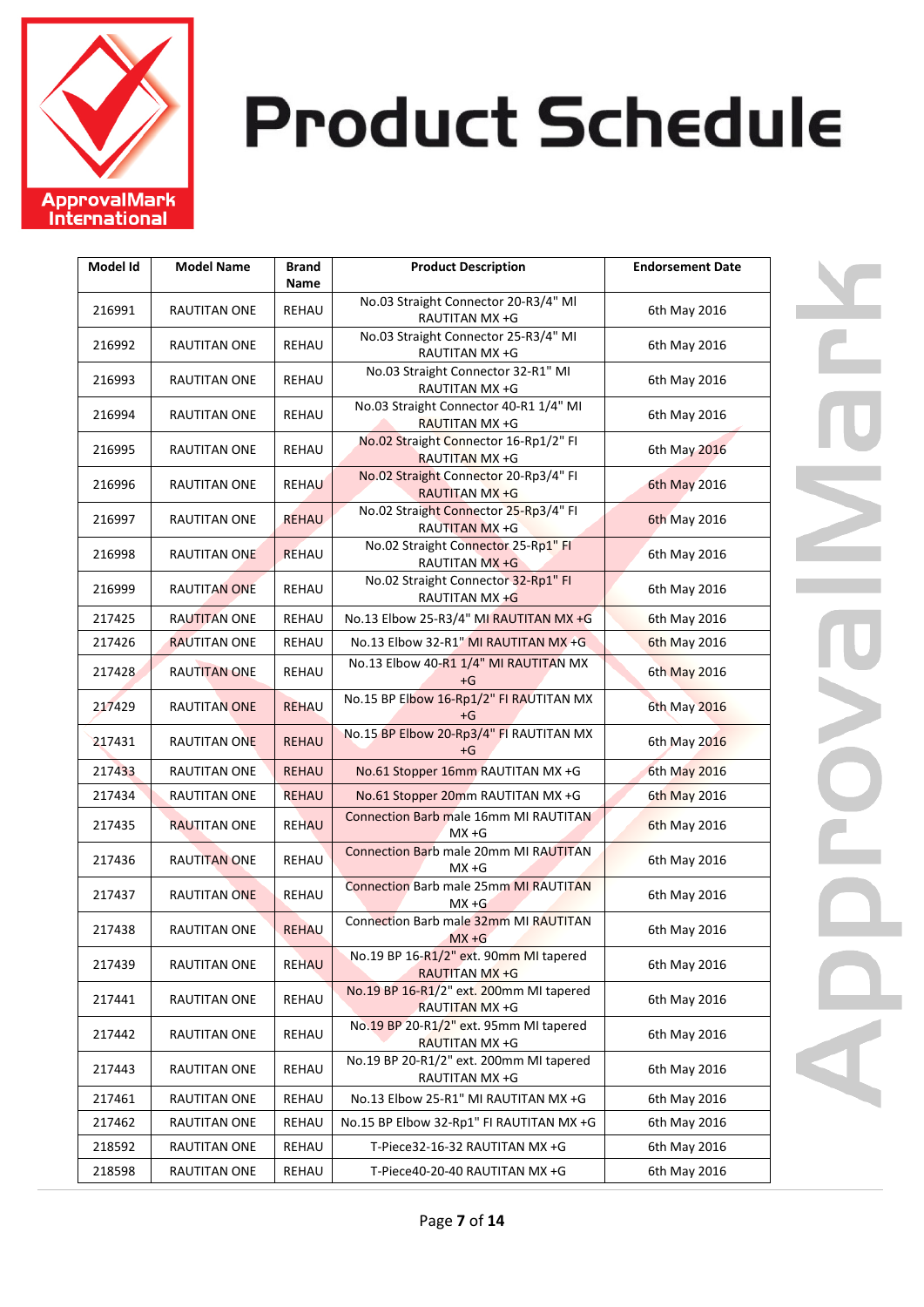# Product Schedule

| Model Id | Model Name | Brand Name | Product Description | Endorsement Date |
|---|---|---|---|---|
| 216991 | RAUTITAN ONE | REHAU | No.03 Straight Connector 20-R3/4" MI RAUTITAN MX +G | 6th May 2016 |
| 216992 | RAUTITAN ONE | REHAU | No.03 Straight Connector 25-R3/4" MI RAUTITAN MX +G | 6th May 2016 |
| 216993 | RAUTITAN ONE | REHAU | No.03 Straight Connector 32-R1" MI RAUTITAN MX +G | 6th May 2016 |
| 216994 | RAUTITAN ONE | REHAU | No.03 Straight Connector 40-R1 1/4" MI RAUTITAN MX +G | 6th May 2016 |
| 216995 | RAUTITAN ONE | REHAU | No.02 Straight Connector 16-Rp1/2" FI RAUTITAN MX +G | 6th May 2016 |
| 216996 | RAUTITAN ONE | REHAU | No.02 Straight Connector 20-Rp3/4" FI RAUTITAN MX +G | 6th May 2016 |
| 216997 | RAUTITAN ONE | REHAU | No.02 Straight Connector 25-Rp3/4" FI RAUTITAN MX +G | 6th May 2016 |
| 216998 | RAUTITAN ONE | REHAU | No.02 Straight Connector 25-Rp1" FI RAUTITAN MX +G | 6th May 2016 |
| 216999 | RAUTITAN ONE | REHAU | No.02 Straight Connector 32-Rp1" FI RAUTITAN MX +G | 6th May 2016 |
| 217425 | RAUTITAN ONE | REHAU | No.13 Elbow 25-R3/4" MI RAUTITAN MX +G | 6th May 2016 |
| 217426 | RAUTITAN ONE | REHAU | No.13 Elbow 32-R1" MI RAUTITAN MX +G | 6th May 2016 |
| 217428 | RAUTITAN ONE | REHAU | No.13 Elbow 40-R1 1/4" MI RAUTITAN MX +G | 6th May 2016 |
| 217429 | RAUTITAN ONE | REHAU | No.15 BP Elbow 16-Rp1/2" FI RAUTITAN MX +G | 6th May 2016 |
| 217431 | RAUTITAN ONE | REHAU | No.15 BP Elbow 20-Rp3/4" FI RAUTITAN MX +G | 6th May 2016 |
| 217433 | RAUTITAN ONE | REHAU | No.61 Stopper 16mm RAUTITAN MX +G | 6th May 2016 |
| 217434 | RAUTITAN ONE | REHAU | No.61 Stopper 20mm RAUTITAN MX +G | 6th May 2016 |
| 217435 | RAUTITAN ONE | REHAU | Connection Barb male 16mm MI RAUTITAN MX +G | 6th May 2016 |
| 217436 | RAUTITAN ONE | REHAU | Connection Barb male 20mm MI RAUTITAN MX +G | 6th May 2016 |
| 217437 | RAUTITAN ONE | REHAU | Connection Barb male 25mm MI RAUTITAN MX +G | 6th May 2016 |
| 217438 | RAUTITAN ONE | REHAU | Connection Barb male 32mm MI RAUTITAN MX +G | 6th May 2016 |
| 217439 | RAUTITAN ONE | REHAU | No.19 BP 16-R1/2" ext. 90mm MI tapered RAUTITAN MX +G | 6th May 2016 |
| 217441 | RAUTITAN ONE | REHAU | No.19 BP 16-R1/2" ext. 200mm MI tapered RAUTITAN MX +G | 6th May 2016 |
| 217442 | RAUTITAN ONE | REHAU | No.19 BP 20-R1/2" ext. 95mm MI tapered RAUTITAN MX +G | 6th May 2016 |
| 217443 | RAUTITAN ONE | REHAU | No.19 BP 20-R1/2" ext. 200mm MI tapered RAUTITAN MX +G | 6th May 2016 |
| 217461 | RAUTITAN ONE | REHAU | No.13 Elbow 25-R1" MI RAUTITAN MX +G | 6th May 2016 |
| 217462 | RAUTITAN ONE | REHAU | No.15 BP Elbow 32-Rp1" FI RAUTITAN MX +G | 6th May 2016 |
| 218592 | RAUTITAN ONE | REHAU | T-Piece32-16-32 RAUTITAN MX +G | 6th May 2016 |
| 218598 | RAUTITAN ONE | REHAU | T-Piece40-20-40 RAUTITAN MX +G | 6th May 2016 |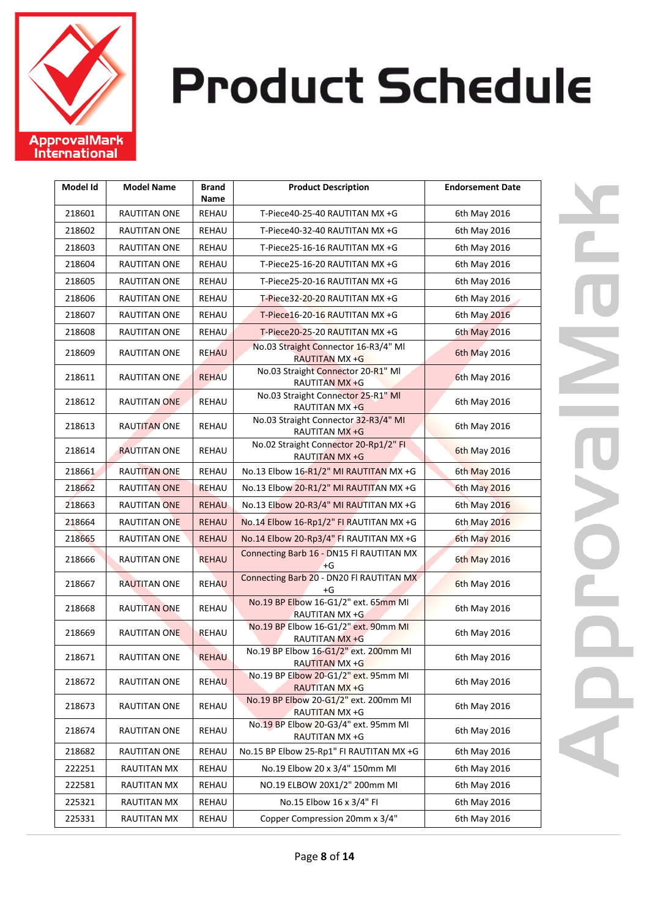# Product Schedule

| Model Id | Model Name | Brand Name | Product Description | Endorsement Date |
|---|---|---|---|---|
| 218601 | RAUTITAN ONE | REHAU | T-Piece40-25-40 RAUTITAN MX +G | 6th May 2016 |
| 218602 | RAUTITAN ONE | REHAU | T-Piece40-32-40 RAUTITAN MX +G | 6th May 2016 |
| 218603 | RAUTITAN ONE | REHAU | T-Piece25-16-16 RAUTITAN MX +G | 6th May 2016 |
| 218604 | RAUTITAN ONE | REHAU | T-Piece25-16-20 RAUTITAN MX +G | 6th May 2016 |
| 218605 | RAUTITAN ONE | REHAU | T-Piece25-20-16 RAUTITAN MX +G | 6th May 2016 |
| 218606 | RAUTITAN ONE | REHAU | T-Piece32-20-20 RAUTITAN MX +G | 6th May 2016 |
| 218607 | RAUTITAN ONE | REHAU | T-Piece16-20-16 RAUTITAN MX +G | 6th May 2016 |
| 218608 | RAUTITAN ONE | REHAU | T-Piece20-25-20 RAUTITAN MX +G | 6th May 2016 |
| 218609 | RAUTITAN ONE | REHAU | No.03 Straight Connector 16-R3/4" MI RAUTITAN MX +G | 6th May 2016 |
| 218611 | RAUTITAN ONE | REHAU | No.03 Straight Connector 20-R1" MI RAUTITAN MX +G | 6th May 2016 |
| 218612 | RAUTITAN ONE | REHAU | No.03 Straight Connector 25-R1" MI RAUTITAN MX +G | 6th May 2016 |
| 218613 | RAUTITAN ONE | REHAU | No.03 Straight Connector 32-R3/4" MI RAUTITAN MX +G | 6th May 2016 |
| 218614 | RAUTITAN ONE | REHAU | No.02 Straight Connector 20-Rp1/2" FI RAUTITAN MX +G | 6th May 2016 |
| 218661 | RAUTITAN ONE | REHAU | No.13 Elbow 16-R1/2" MI RAUTITAN MX +G | 6th May 2016 |
| 218662 | RAUTITAN ONE | REHAU | No.13 Elbow 20-R1/2" MI RAUTITAN MX +G | 6th May 2016 |
| 218663 | RAUTITAN ONE | REHAU | No.13 Elbow 20-R3/4" MI RAUTITAN MX +G | 6th May 2016 |
| 218664 | RAUTITAN ONE | REHAU | No.14 Elbow 16-Rp1/2" FI RAUTITAN MX +G | 6th May 2016 |
| 218665 | RAUTITAN ONE | REHAU | No.14 Elbow 20-Rp3/4" FI RAUTITAN MX +G | 6th May 2016 |
| 218666 | RAUTITAN ONE | REHAU | Connecting Barb 16 - DN15 FI RAUTITAN MX +G | 6th May 2016 |
| 218667 | RAUTITAN ONE | REHAU | Connecting Barb 20 - DN20 FI RAUTITAN MX +G | 6th May 2016 |
| 218668 | RAUTITAN ONE | REHAU | No.19 BP Elbow 16-G1/2" ext. 65mm MI RAUTITAN MX +G | 6th May 2016 |
| 218669 | RAUTITAN ONE | REHAU | No.19 BP Elbow 16-G1/2" ext. 90mm MI RAUTITAN MX +G | 6th May 2016 |
| 218671 | RAUTITAN ONE | REHAU | No.19 BP Elbow 16-G1/2" ext. 200mm MI RAUTITAN MX +G | 6th May 2016 |
| 218672 | RAUTITAN ONE | REHAU | No.19 BP Elbow 20-G1/2" ext. 95mm MI RAUTITAN MX +G | 6th May 2016 |
| 218673 | RAUTITAN ONE | REHAU | No.19 BP Elbow 20-G1/2" ext. 200mm MI RAUTITAN MX +G | 6th May 2016 |
| 218674 | RAUTITAN ONE | REHAU | No.19 BP Elbow 20-G3/4" ext. 95mm MI RAUTITAN MX +G | 6th May 2016 |
| 218682 | RAUTITAN ONE | REHAU | No.15 BP Elbow 25-Rp1" FI RAUTITAN MX +G | 6th May 2016 |
| 222251 | RAUTITAN MX | REHAU | No.19 Elbow 20 x 3/4" 150mm MI | 6th May 2016 |
| 222581 | RAUTITAN MX | REHAU | NO.19 ELBOW 20X1/2" 200mm MI | 6th May 2016 |
| 225321 | RAUTITAN MX | REHAU | No.15 Elbow 16 x 3/4" FI | 6th May 2016 |
| 225331 | RAUTITAN MX | REHAU | Copper Compression 20mm x 3/4" | 6th May 2016 |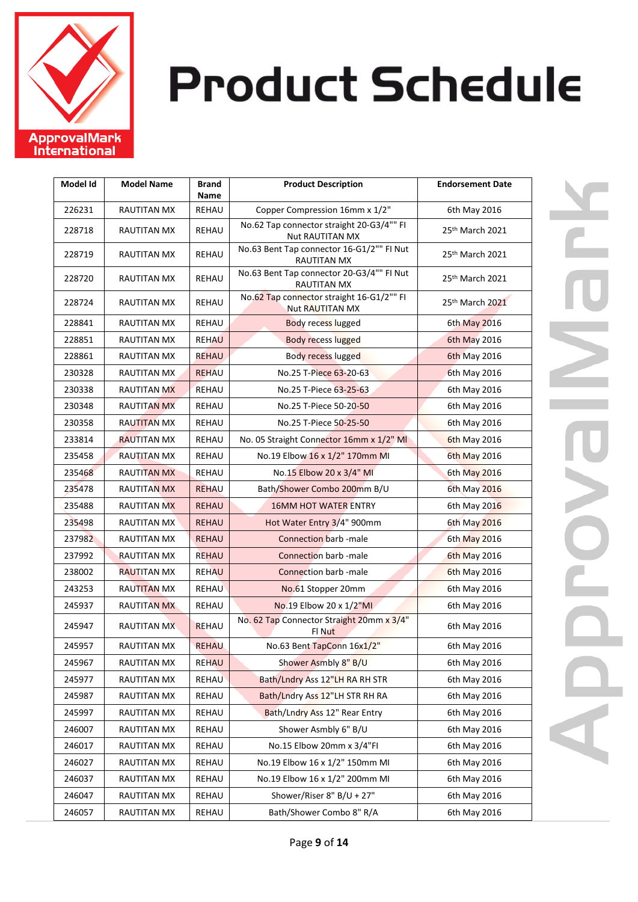# Product Schedule

| Model Id | Model Name | Brand Name | Product Description | Endorsement Date |
|---|---|---|---|---|
| 226231 | RAUTITAN MX | REHAU | Copper Compression 16mm x 1/2" | 6th May 2016 |
| 228718 | RAUTITAN MX | REHAU | No.62 Tap connector straight 20-G3/4"" FI Nut RAUTITAN MX | 25th March 2021 |
| 228719 | RAUTITAN MX | REHAU | No.63 Bent Tap connector 16-G1/2"" FI Nut RAUTITAN MX | 25th March 2021 |
| 228720 | RAUTITAN MX | REHAU | No.63 Bent Tap connector 20-G3/4"" FI Nut RAUTITAN MX | 25th March 2021 |
| 228724 | RAUTITAN MX | REHAU | No.62 Tap connector straight 16-G1/2"" FI Nut RAUTITAN MX | 25th March 2021 |
| 228841 | RAUTITAN MX | REHAU | Body recess lugged | 6th May 2016 |
| 228851 | RAUTITAN MX | REHAU | Body recess lugged | 6th May 2016 |
| 228861 | RAUTITAN MX | REHAU | Body recess lugged | 6th May 2016 |
| 230328 | RAUTITAN MX | REHAU | No.25 T-Piece 63-20-63 | 6th May 2016 |
| 230338 | RAUTITAN MX | REHAU | No.25 T-Piece 63-25-63 | 6th May 2016 |
| 230348 | RAUTITAN MX | REHAU | No.25 T-Piece 50-20-50 | 6th May 2016 |
| 230358 | RAUTITAN MX | REHAU | No.25 T-Piece 50-25-50 | 6th May 2016 |
| 233814 | RAUTITAN MX | REHAU | No. 05 Straight Connector 16mm x 1/2" MI | 6th May 2016 |
| 235458 | RAUTITAN MX | REHAU | No.19 Elbow 16 x 1/2" 170mm MI | 6th May 2016 |
| 235468 | RAUTITAN MX | REHAU | No.15 Elbow 20 x 3/4" MI | 6th May 2016 |
| 235478 | RAUTITAN MX | REHAU | Bath/Shower Combo 200mm B/U | 6th May 2016 |
| 235488 | RAUTITAN MX | REHAU | 16MM HOT WATER ENTRY | 6th May 2016 |
| 235498 | RAUTITAN MX | REHAU | Hot Water Entry 3/4" 900mm | 6th May 2016 |
| 237982 | RAUTITAN MX | REHAU | Connection barb -male | 6th May 2016 |
| 237992 | RAUTITAN MX | REHAU | Connection barb -male | 6th May 2016 |
| 238002 | RAUTITAN MX | REHAU | Connection barb -male | 6th May 2016 |
| 243253 | RAUTITAN MX | REHAU | No.61 Stopper 20mm | 6th May 2016 |
| 245937 | RAUTITAN MX | REHAU | No.19 Elbow 20 x 1/2"MI | 6th May 2016 |
| 245947 | RAUTITAN MX | REHAU | No. 62 Tap Connector Straight 20mm x 3/4" FI Nut | 6th May 2016 |
| 245957 | RAUTITAN MX | REHAU | No.63 Bent TapConn 16x1/2" | 6th May 2016 |
| 245967 | RAUTITAN MX | REHAU | Shower Asmbly 8" B/U | 6th May 2016 |
| 245977 | RAUTITAN MX | REHAU | Bath/Lndry Ass 12"LH RA RH STR | 6th May 2016 |
| 245987 | RAUTITAN MX | REHAU | Bath/Lndry Ass 12"LH STR RH RA | 6th May 2016 |
| 245997 | RAUTITAN MX | REHAU | Bath/Lndry Ass 12" Rear Entry | 6th May 2016 |
| 246007 | RAUTITAN MX | REHAU | Shower Asmbly 6" B/U | 6th May 2016 |
| 246017 | RAUTITAN MX | REHAU | No.15 Elbow 20mm x 3/4"FI | 6th May 2016 |
| 246027 | RAUTITAN MX | REHAU | No.19 Elbow 16 x 1/2" 150mm MI | 6th May 2016 |
| 246037 | RAUTITAN MX | REHAU | No.19 Elbow 16 x 1/2" 200mm MI | 6th May 2016 |
| 246047 | RAUTITAN MX | REHAU | Shower/Riser 8" B/U + 27" | 6th May 2016 |
| 246057 | RAUTITAN MX | REHAU | Bath/Shower Combo 8" R/A | 6th May 2016 |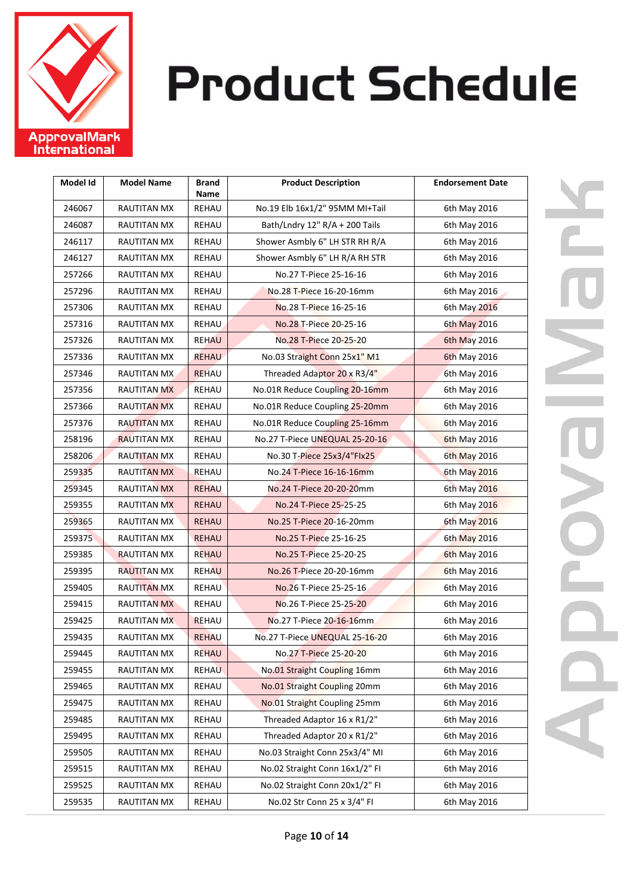# Product Schedule

| Model Id | Model Name | Brand Name | Product Description | Endorsement Date |
|---|---|---|---|---|
| 246067 | RAUTITAN MX | REHAU | No.19 Elb 16x1/2" 95MM MI+Tail | 6th May 2016 |
| 246087 | RAUTITAN MX | REHAU | Bath/Lndry 12" R/A + 200 Tails | 6th May 2016 |
| 246117 | RAUTITAN MX | REHAU | Shower Asmbly 6" LH STR RH R/A | 6th May 2016 |
| 246127 | RAUTITAN MX | REHAU | Shower Asmbly 6" LH R/A RH STR | 6th May 2016 |
| 257266 | RAUTITAN MX | REHAU | No.27 T-Piece 25-16-16 | 6th May 2016 |
| 257296 | RAUTITAN MX | REHAU | No.28 T-Piece 16-20-16mm | 6th May 2016 |
| 257306 | RAUTITAN MX | REHAU | No.28 T-Piece 16-25-16 | 6th May 2016 |
| 257316 | RAUTITAN MX | REHAU | No.28 T-Piece 20-25-16 | 6th May 2016 |
| 257326 | RAUTITAN MX | REHAU | No.28 T-Piece 20-25-20 | 6th May 2016 |
| 257336 | RAUTITAN MX | REHAU | No.03 Straight Conn 25x1" M1 | 6th May 2016 |
| 257346 | RAUTITAN MX | REHAU | Threaded Adaptor 20 x R3/4" | 6th May 2016 |
| 257356 | RAUTITAN MX | REHAU | No.01R Reduce Coupling 20-16mm | 6th May 2016 |
| 257366 | RAUTITAN MX | REHAU | No.01R Reduce Coupling 25-20mm | 6th May 2016 |
| 257376 | RAUTITAN MX | REHAU | No.01R Reduce Coupling 25-16mm | 6th May 2016 |
| 258196 | RAUTITAN MX | REHAU | No.27 T-Piece UNEQUAL 25-20-16 | 6th May 2016 |
| 258206 | RAUTITAN MX | REHAU | No.30 T-Piece 25x3/4"Flx25 | 6th May 2016 |
| 259335 | RAUTITAN MX | REHAU | No.24 T-Piece 16-16-16mm | 6th May 2016 |
| 259345 | RAUTITAN MX | REHAU | No.24 T-Piece 20-20-20mm | 6th May 2016 |
| 259355 | RAUTITAN MX | REHAU | No.24 T-Piece 25-25-25 | 6th May 2016 |
| 259365 | RAUTITAN MX | REHAU | No.25 T-Piece 20-16-20mm | 6th May 2016 |
| 259375 | RAUTITAN MX | REHAU | No.25 T-Piece 25-16-25 | 6th May 2016 |
| 259385 | RAUTITAN MX | REHAU | No.25 T-Piece 25-20-25 | 6th May 2016 |
| 259395 | RAUTITAN MX | REHAU | No.26 T-Piece 20-20-16mm | 6th May 2016 |
| 259405 | RAUTITAN MX | REHAU | No.26 T-Piece 25-25-16 | 6th May 2016 |
| 259415 | RAUTITAN MX | REHAU | No.26 T-Piece 25-25-20 | 6th May 2016 |
| 259425 | RAUTITAN MX | REHAU | No.27 T-Piece 20-16-16mm | 6th May 2016 |
| 259435 | RAUTITAN MX | REHAU | No.27 T-Piece UNEQUAL 25-16-20 | 6th May 2016 |
| 259445 | RAUTITAN MX | REHAU | No.27 T-Piece 25-20-20 | 6th May 2016 |
| 259455 | RAUTITAN MX | REHAU | No.01 Straight Coupling 16mm | 6th May 2016 |
| 259465 | RAUTITAN MX | REHAU | No.01 Straight Coupling 20mm | 6th May 2016 |
| 259475 | RAUTITAN MX | REHAU | No.01 Straight Coupling 25mm | 6th May 2016 |
| 259485 | RAUTITAN MX | REHAU | Threaded Adaptor 16 x R1/2" | 6th May 2016 |
| 259495 | RAUTITAN MX | REHAU | Threaded Adaptor 20 x R1/2" | 6th May 2016 |
| 259505 | RAUTITAN MX | REHAU | No.03 Straight Conn 25x3/4" MI | 6th May 2016 |
| 259515 | RAUTITAN MX | REHAU | No.02 Straight Conn 16x1/2" FI | 6th May 2016 |
| 259525 | RAUTITAN MX | REHAU | No.02 Straight Conn 20x1/2" FI | 6th May 2016 |
| 259535 | RAUTITAN MX | REHAU | No.02 Str Conn 25 x 3/4" FI | 6th May 2016 |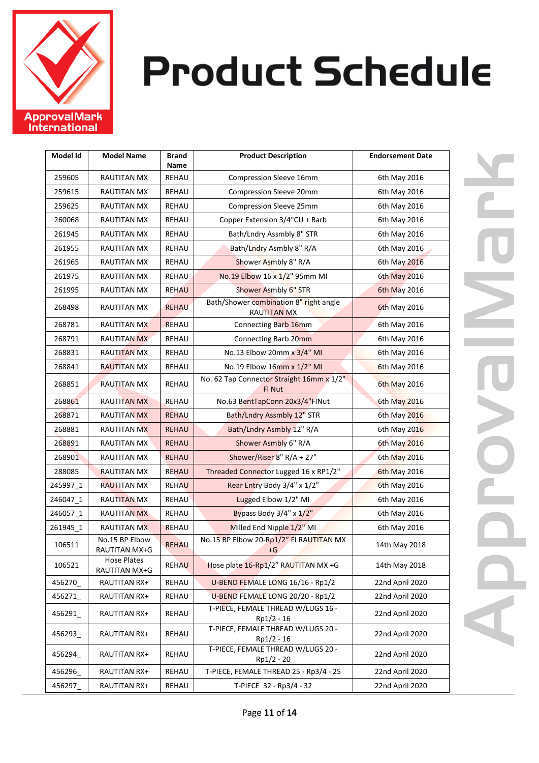# Product Schedule

| Model Id | Model Name | Brand Name | Product Description | Endorsement Date |
|---|---|---|---|---|
| 259605 | RAUTITAN MX | REHAU | Compression Sleeve 16mm | 6th May 2016 |
| 259615 | RAUTITAN MX | REHAU | Compression Sleeve 20mm | 6th May 2016 |
| 259625 | RAUTITAN MX | REHAU | Compression Sleeve 25mm | 6th May 2016 |
| 260068 | RAUTITAN MX | REHAU | Copper Extension 3/4"CU + Barb | 6th May 2016 |
| 261945 | RAUTITAN MX | REHAU | Bath/Lndry Assmbly 8" STR | 6th May 2016 |
| 261955 | RAUTITAN MX | REHAU | Bath/Lndry Asmbly 8" R/A | 6th May 2016 |
| 261965 | RAUTITAN MX | REHAU | Shower Asmbly 8" R/A | 6th May 2016 |
| 261975 | RAUTITAN MX | REHAU | No.19 Elbow 16 x 1/2" 95mm MI | 6th May 2016 |
| 261995 | RAUTITAN MX | REHAU | Shower Asmbly 6" STR | 6th May 2016 |
| 268498 | RAUTITAN MX | REHAU | Bath/Shower combination 8" right angle RAUTITAN MX | 6th May 2016 |
| 268781 | RAUTITAN MX | REHAU | Connecting Barb 16mm | 6th May 2016 |
| 268791 | RAUTITAN MX | REHAU | Connecting Barb 20mm | 6th May 2016 |
| 268831 | RAUTITAN MX | REHAU | No.13 Elbow 20mm x 3/4" MI | 6th May 2016 |
| 268841 | RAUTITAN MX | REHAU | No.19 Elbow 16mm x 1/2" MI | 6th May 2016 |
| 268851 | RAUTITAN MX | REHAU | No. 62 Tap Connector Straight 16mm x 1/2" Fl Nut | 6th May 2016 |
| 268861 | RAUTITAN MX | REHAU | No.63 BentTapConn 20x3/4"FlNut | 6th May 2016 |
| 268871 | RAUTITAN MX | REHAU | Bath/Lndry Assmbly 12" STR | 6th May 2016 |
| 268881 | RAUTITAN MX | REHAU | Bath/Lndry Asmbly 12" R/A | 6th May 2016 |
| 268891 | RAUTITAN MX | REHAU | Shower Asmbly 6" R/A | 6th May 2016 |
| 268901 | RAUTITAN MX | REHAU | Shower/Riser 8" R/A + 27" | 6th May 2016 |
| 288085 | RAUTITAN MX | REHAU | Threaded Connector Lugged 16 x RP1/2" | 6th May 2016 |
| 245997_1 | RAUTITAN MX | REHAU | Rear Entry Body 3/4" x 1/2" | 6th May 2016 |
| 246047_1 | RAUTITAN MX | REHAU | Lugged Elbow 1/2" MI | 6th May 2016 |
| 246057_1 | RAUTITAN MX | REHAU | Bypass Body 3/4" x 1/2" | 6th May 2016 |
| 261945_1 | RAUTITAN MX | REHAU | Milled End Nipple 1/2" MI | 6th May 2016 |
| 106511 | No.15 BP Elbow RAUTITAN MX+G | REHAU | No.15 BP Elbow 20-Rp1/2" Fl RAUTITAN MX +G | 14th May 2018 |
| 106521 | Hose Plates RAUTITAN MX+G | REHAU | Hose plate 16-Rp1/2" RAUTITAN MX +G | 14th May 2018 |
| 456270_ | RAUTITAN RX+ | REHAU | U-BEND FEMALE LONG 16/16 - Rp1/2 | 22nd April 2020 |
| 456271_ | RAUTITAN RX+ | REHAU | U-BEND FEMALE LONG 20/20 - Rp1/2 | 22nd April 2020 |
| 456291_ | RAUTITAN RX+ | REHAU | T-PIECE, FEMALE THREAD W/LUGS 16 - Rp1/2 - 16 | 22nd April 2020 |
| 456293_ | RAUTITAN RX+ | REHAU | T-PIECE, FEMALE THREAD W/LUGS 20 - Rp1/2 - 16 | 22nd April 2020 |
| 456294_ | RAUTITAN RX+ | REHAU | T-PIECE, FEMALE THREAD W/LUGS 20 - Rp1/2 - 20 | 22nd April 2020 |
| 456296_ | RAUTITAN RX+ | REHAU | T-PIECE, FEMALE THREAD 25 - Rp3/4 - 25 | 22nd April 2020 |
| 456297_ | RAUTITAN RX+ | REHAU | T-PIECE 32 - Rp3/4 - 32 | 22nd April 2020 |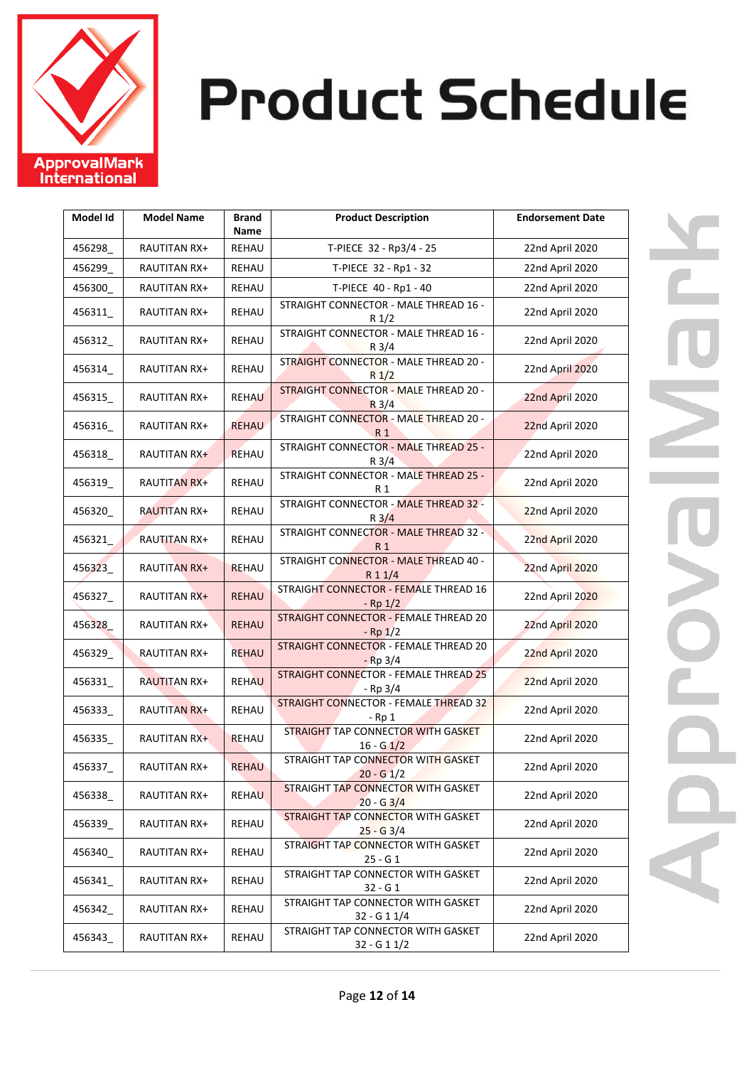# Product Schedule

| Model Id | Model Name | Brand Name | Product Description | Endorsement Date |
|---|---|---|---|---|
| 456298_ | RAUTITAN RX+ | REHAU | T-PIECE 32 - Rp3/4 - 25 | 22nd April 2020 |
| 456299_ | RAUTITAN RX+ | REHAU | T-PIECE 32 - Rp1 - 32 | 22nd April 2020 |
| 456300_ | RAUTITAN RX+ | REHAU | T-PIECE 40 - Rp1 - 40 | 22nd April 2020 |
| 456311_ | RAUTITAN RX+ | REHAU | STRAIGHT CONNECTOR - MALE THREAD 16 - R 1/2 | 22nd April 2020 |
| 456312_ | RAUTITAN RX+ | REHAU | STRAIGHT CONNECTOR - MALE THREAD 16 - R 3/4 | 22nd April 2020 |
| 456314_ | RAUTITAN RX+ | REHAU | STRAIGHT CONNECTOR - MALE THREAD 20 - R 1/2 | 22nd April 2020 |
| 456315_ | RAUTITAN RX+ | REHAU | STRAIGHT CONNECTOR - MALE THREAD 20 - R 3/4 | 22nd April 2020 |
| 456316_ | RAUTITAN RX+ | REHAU | STRAIGHT CONNECTOR - MALE THREAD 20 - R 1 | 22nd April 2020 |
| 456318_ | RAUTITAN RX+ | REHAU | STRAIGHT CONNECTOR - MALE THREAD 25 - R 3/4 | 22nd April 2020 |
| 456319_ | RAUTITAN RX+ | REHAU | STRAIGHT CONNECTOR - MALE THREAD 25 - R 1 | 22nd April 2020 |
| 456320_ | RAUTITAN RX+ | REHAU | STRAIGHT CONNECTOR - MALE THREAD 32 - R 3/4 | 22nd April 2020 |
| 456321_ | RAUTITAN RX+ | REHAU | STRAIGHT CONNECTOR - MALE THREAD 32 - R 1 | 22nd April 2020 |
| 456323_ | RAUTITAN RX+ | REHAU | STRAIGHT CONNECTOR - MALE THREAD 40 - R 1 1/4 | 22nd April 2020 |
| 456327_ | RAUTITAN RX+ | REHAU | STRAIGHT CONNECTOR - FEMALE THREAD 16 - Rp 1/2 | 22nd April 2020 |
| 456328_ | RAUTITAN RX+ | REHAU | STRAIGHT CONNECTOR - FEMALE THREAD 20 - Rp 1/2 | 22nd April 2020 |
| 456329_ | RAUTITAN RX+ | REHAU | STRAIGHT CONNECTOR - FEMALE THREAD 20 - Rp 3/4 | 22nd April 2020 |
| 456331_ | RAUTITAN RX+ | REHAU | STRAIGHT CONNECTOR - FEMALE THREAD 25 - Rp 3/4 | 22nd April 2020 |
| 456333_ | RAUTITAN RX+ | REHAU | STRAIGHT CONNECTOR - FEMALE THREAD 32 - Rp 1 | 22nd April 2020 |
| 456335_ | RAUTITAN RX+ | REHAU | STRAIGHT TAP CONNECTOR WITH GASKET 16 - G 1/2 | 22nd April 2020 |
| 456337_ | RAUTITAN RX+ | REHAU | STRAIGHT TAP CONNECTOR WITH GASKET 20 - G 1/2 | 22nd April 2020 |
| 456338_ | RAUTITAN RX+ | REHAU | STRAIGHT TAP CONNECTOR WITH GASKET 20 - G 3/4 | 22nd April 2020 |
| 456339_ | RAUTITAN RX+ | REHAU | STRAIGHT TAP CONNECTOR WITH GASKET 25 - G 3/4 | 22nd April 2020 |
| 456340_ | RAUTITAN RX+ | REHAU | STRAIGHT TAP CONNECTOR WITH GASKET 25 - G 1 | 22nd April 2020 |
| 456341_ | RAUTITAN RX+ | REHAU | STRAIGHT TAP CONNECTOR WITH GASKET 32 - G 1 | 22nd April 2020 |
| 456342_ | RAUTITAN RX+ | REHAU | STRAIGHT TAP CONNECTOR WITH GASKET 32 - G 1 1/4 | 22nd April 2020 |
| 456343_ | RAUTITAN RX+ | REHAU | STRAIGHT TAP CONNECTOR WITH GASKET 32 - G 1 1/2 | 22nd April 2020 |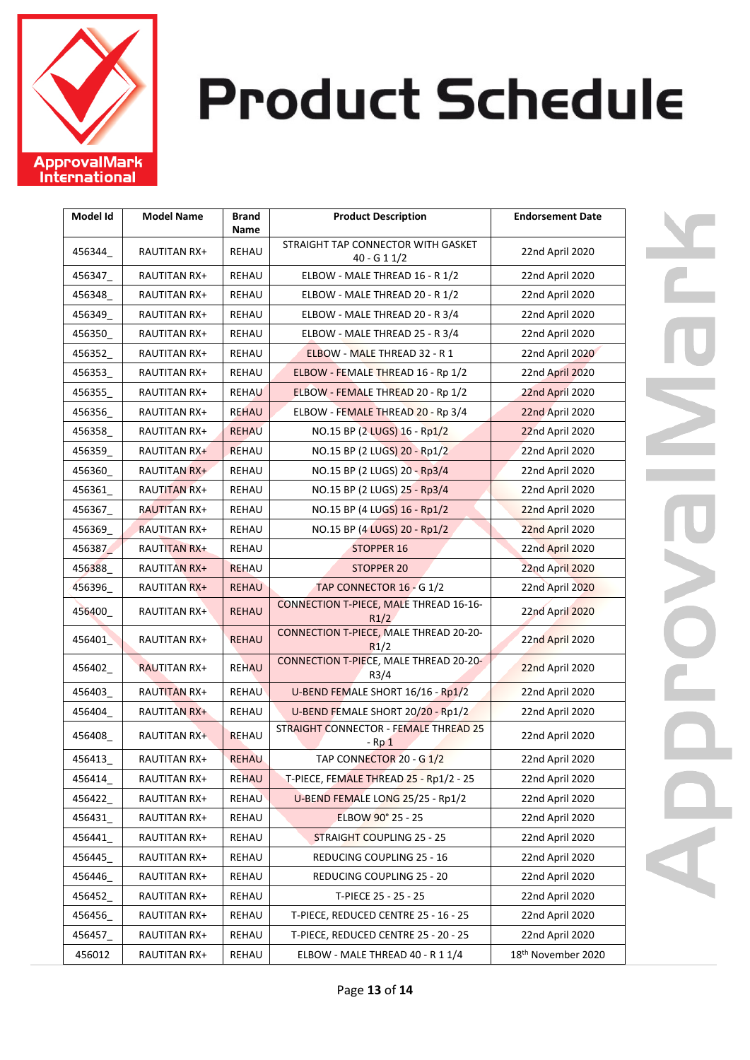# Product Schedule

| Model Id | Model Name | Brand Name | Product Description | Endorsement Date |
|---|---|---|---|---|
| 456344_ | RAUTITAN RX+ | REHAU | STRAIGHT TAP CONNECTOR WITH GASKET 40 - G 1 1/2 | 22nd April 2020 |
| 456347_ | RAUTITAN RX+ | REHAU | ELBOW - MALE THREAD 16 - R 1/2 | 22nd April 2020 |
| 456348_ | RAUTITAN RX+ | REHAU | ELBOW - MALE THREAD 20 - R 1/2 | 22nd April 2020 |
| 456349_ | RAUTITAN RX+ | REHAU | ELBOW - MALE THREAD 20 - R 3/4 | 22nd April 2020 |
| 456350_ | RAUTITAN RX+ | REHAU | ELBOW - MALE THREAD 25 - R 3/4 | 22nd April 2020 |
| 456352_ | RAUTITAN RX+ | REHAU | ELBOW - MALE THREAD 32 - R 1 | 22nd April 2020 |
| 456353_ | RAUTITAN RX+ | REHAU | ELBOW - FEMALE THREAD 16 - Rp 1/2 | 22nd April 2020 |
| 456355_ | RAUTITAN RX+ | REHAU | ELBOW - FEMALE THREAD 20 - Rp 1/2 | 22nd April 2020 |
| 456356_ | RAUTITAN RX+ | REHAU | ELBOW - FEMALE THREAD 20 - Rp 3/4 | 22nd April 2020 |
| 456358_ | RAUTITAN RX+ | REHAU | NO.15 BP (2 LUGS) 16 - Rp1/2 | 22nd April 2020 |
| 456359_ | RAUTITAN RX+ | REHAU | NO.15 BP (2 LUGS) 20 - Rp1/2 | 22nd April 2020 |
| 456360_ | RAUTITAN RX+ | REHAU | NO.15 BP (2 LUGS) 20 - Rp3/4 | 22nd April 2020 |
| 456361_ | RAUTITAN RX+ | REHAU | NO.15 BP (2 LUGS) 25 - Rp3/4 | 22nd April 2020 |
| 456367_ | RAUTITAN RX+ | REHAU | NO.15 BP (4 LUGS) 16 - Rp1/2 | 22nd April 2020 |
| 456369_ | RAUTITAN RX+ | REHAU | NO.15 BP (4 LUGS) 20 - Rp1/2 | 22nd April 2020 |
| 456387_ | RAUTITAN RX+ | REHAU | STOPPER 16 | 22nd April 2020 |
| 456388_ | RAUTITAN RX+ | REHAU | STOPPER 20 | 22nd April 2020 |
| 456396_ | RAUTITAN RX+ | REHAU | TAP CONNECTOR 16 - G 1/2 | 22nd April 2020 |
| 456400_ | RAUTITAN RX+ | REHAU | CONNECTION T-PIECE, MALE THREAD 16-16-R1/2 | 22nd April 2020 |
| 456401_ | RAUTITAN RX+ | REHAU | CONNECTION T-PIECE, MALE THREAD 20-20-R1/2 | 22nd April 2020 |
| 456402_ | RAUTITAN RX+ | REHAU | CONNECTION T-PIECE, MALE THREAD 20-20-R3/4 | 22nd April 2020 |
| 456403_ | RAUTITAN RX+ | REHAU | U-BEND FEMALE SHORT 16/16 - Rp1/2 | 22nd April 2020 |
| 456404_ | RAUTITAN RX+ | REHAU | U-BEND FEMALE SHORT 20/20 - Rp1/2 | 22nd April 2020 |
| 456408_ | RAUTITAN RX+ | REHAU | STRAIGHT CONNECTOR - FEMALE THREAD 25 - Rp 1 | 22nd April 2020 |
| 456413_ | RAUTITAN RX+ | REHAU | TAP CONNECTOR 20 - G 1/2 | 22nd April 2020 |
| 456414_ | RAUTITAN RX+ | REHAU | T-PIECE, FEMALE THREAD 25 - Rp1/2 - 25 | 22nd April 2020 |
| 456422_ | RAUTITAN RX+ | REHAU | U-BEND FEMALE LONG 25/25 - Rp1/2 | 22nd April 2020 |
| 456431_ | RAUTITAN RX+ | REHAU | ELBOW 90° 25 - 25 | 22nd April 2020 |
| 456441_ | RAUTITAN RX+ | REHAU | STRAIGHT COUPLING 25 - 25 | 22nd April 2020 |
| 456445_ | RAUTITAN RX+ | REHAU | REDUCING COUPLING 25 - 16 | 22nd April 2020 |
| 456446_ | RAUTITAN RX+ | REHAU | REDUCING COUPLING 25 - 20 | 22nd April 2020 |
| 456452_ | RAUTITAN RX+ | REHAU | T-PIECE 25 - 25 - 25 | 22nd April 2020 |
| 456456_ | RAUTITAN RX+ | REHAU | T-PIECE, REDUCED CENTRE 25 - 16 - 25 | 22nd April 2020 |
| 456457_ | RAUTITAN RX+ | REHAU | T-PIECE, REDUCED CENTRE 25 - 20 - 25 | 22nd April 2020 |
| 456012 | RAUTITAN RX+ | REHAU | ELBOW - MALE THREAD 40 - R 1 1/4 | 18th November 2020 |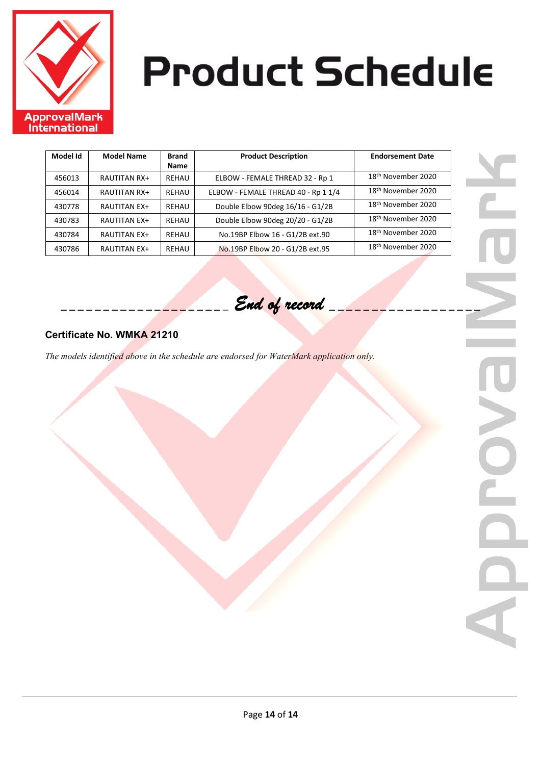# Product Schedule

| Model Id | Model Name | Brand Name | Product Description | Endorsement Date |
|---|---|---|---|---|
| 456013 | RAUTITAN RX+ | REHAU | ELBOW - FEMALE THREAD 32 - Rp 1 | 18th November 2020 |
| 456014 | RAUTITAN RX+ | REHAU | ELBOW - FEMALE THREAD 40 - Rp 1 1/4 | 18th November 2020 |
| 430778 | RAUTITAN EX+ | REHAU | Double Elbow 90deg 16/16 - G1/2B | 18th November 2020 |
| 430783 | RAUTITAN EX+ | REHAU | Double Elbow 90deg 20/20 - G1/2B | 18th November 2020 |
| 430784 | RAUTITAN EX+ | REHAU | No.19BP Elbow 16 - G1/2B ext.90 | 18th November 2020 |
| 430786 | RAUTITAN EX+ | REHAU | No.19BP Elbow 20 - G1/2B ext.95 | 18th November 2020 |

------------------- *End of record* -------------------

**Certificate No. WMKA 21210**

*The models identified above in the schedule are endorsed for WaterMark application only.*